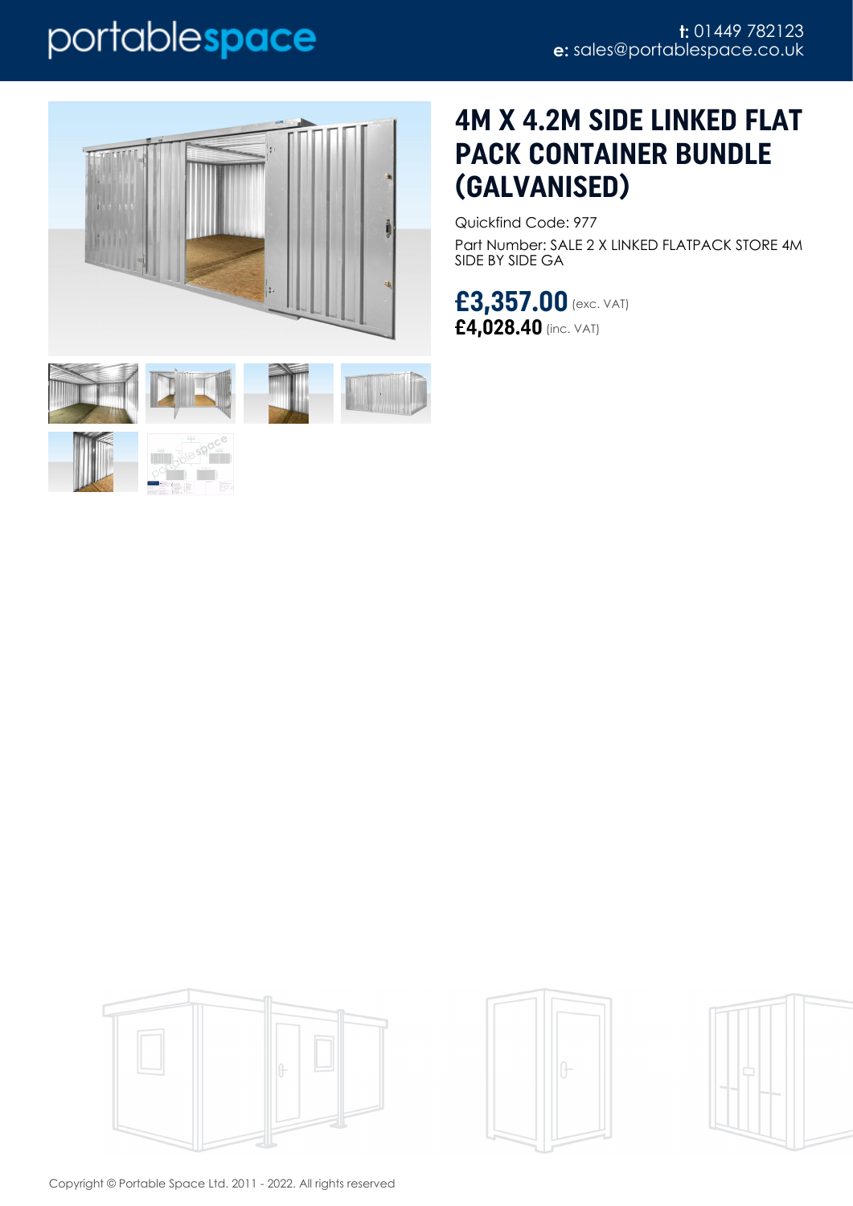portablespace

**t:** 01449 782123
**e:** sales@portablespace.co.uk

# 4M X 4.2M SIDE LINKED FLAT PACK CONTAINER BUNDLE (GALVANISED)

Quickfind Code: 977

Part Number: SALE 2 X LINKED FLATPACK STORE 4M SIDE BY SIDE GA

**£3,357.00** (exc. VAT)
**£4,028.40** (inc. VAT)

Copyright © Portable Space Ltd. 2011 - 2022. All rights reserved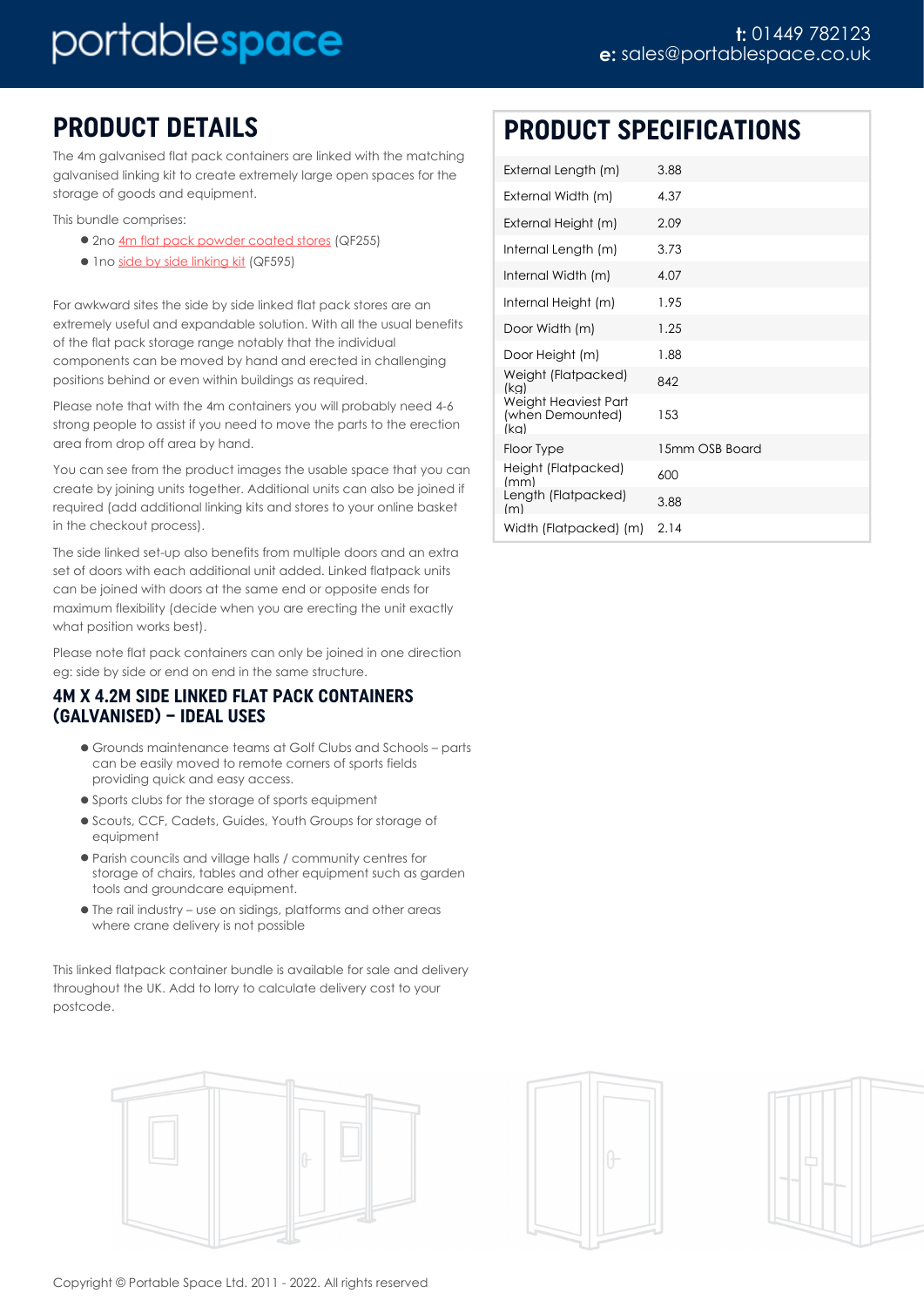portablespace

**t:** 01449 782123
**e:** sales@portablespace.co.uk

## PRODUCT DETAILS

The 4m galvanised flat pack containers are linked with the matching galvanised linking kit to create extremely large open spaces for the storage of goods and equipment.

This bundle comprises:

- 2no 4m flat pack powder coated stores (QF255)
- 1no side by side linking kit (QF595)

For awkward sites the side by side linked flat pack stores are an extremely useful and expandable solution. With all the usual benefits of the flat pack storage range notably that the individual components can be moved by hand and erected in challenging positions behind or even within buildings as required.

Please note that with the 4m containers you will probably need 4-6 strong people to assist if you need to move the parts to the erection area from drop off area by hand.

You can see from the product images the usable space that you can create by joining units together. Additional units can also be joined if required (add additional linking kits and stores to your online basket in the checkout process).

The side linked set-up also benefits from multiple doors and an extra set of doors with each additional unit added. Linked flatpack units can be joined with doors at the same end or opposite ends for maximum flexibility (decide when you are erecting the unit exactly what position works best).

Please note flat pack containers can only be joined in one direction eg: side by side or end on end in the same structure.

### 4M X 4.2M SIDE LINKED FLAT PACK CONTAINERS (GALVANISED) – IDEAL USES

- Grounds maintenance teams at Golf Clubs and Schools – parts can be easily moved to remote corners of sports fields providing quick and easy access.
- Sports clubs for the storage of sports equipment
- Scouts, CCF, Cadets, Guides, Youth Groups for storage of equipment
- Parish councils and village halls / community centres for storage of chairs, tables and other equipment such as garden tools and groundcare equipment.
- The rail industry – use on sidings, platforms and other areas where crane delivery is not possible

This linked flatpack container bundle is available for sale and delivery throughout the UK. Add to lorry to calculate delivery cost to your postcode.

## PRODUCT SPECIFICATIONS

| | |
|---|---|
| External Length (m) | 3.88 |
| External Width (m) | 4.37 |
| External Height (m) | 2.09 |
| Internal Length (m) | 3.73 |
| Internal Width (m) | 4.07 |
| Internal Height (m) | 1.95 |
| Door Width (m) | 1.25 |
| Door Height (m) | 1.88 |
| Weight (Flatpacked) (kg) | 842 |
| Weight Heaviest Part (when Demounted) (kg) | 153 |
| Floor Type | 15mm OSB Board |
| Height (Flatpacked) (mm) | 600 |
| Length (Flatpacked) (m) | 3.88 |
| Width (Flatpacked) (m) | 2.14 |

Copyright © Portable Space Ltd. 2011 - 2022. All rights reserved